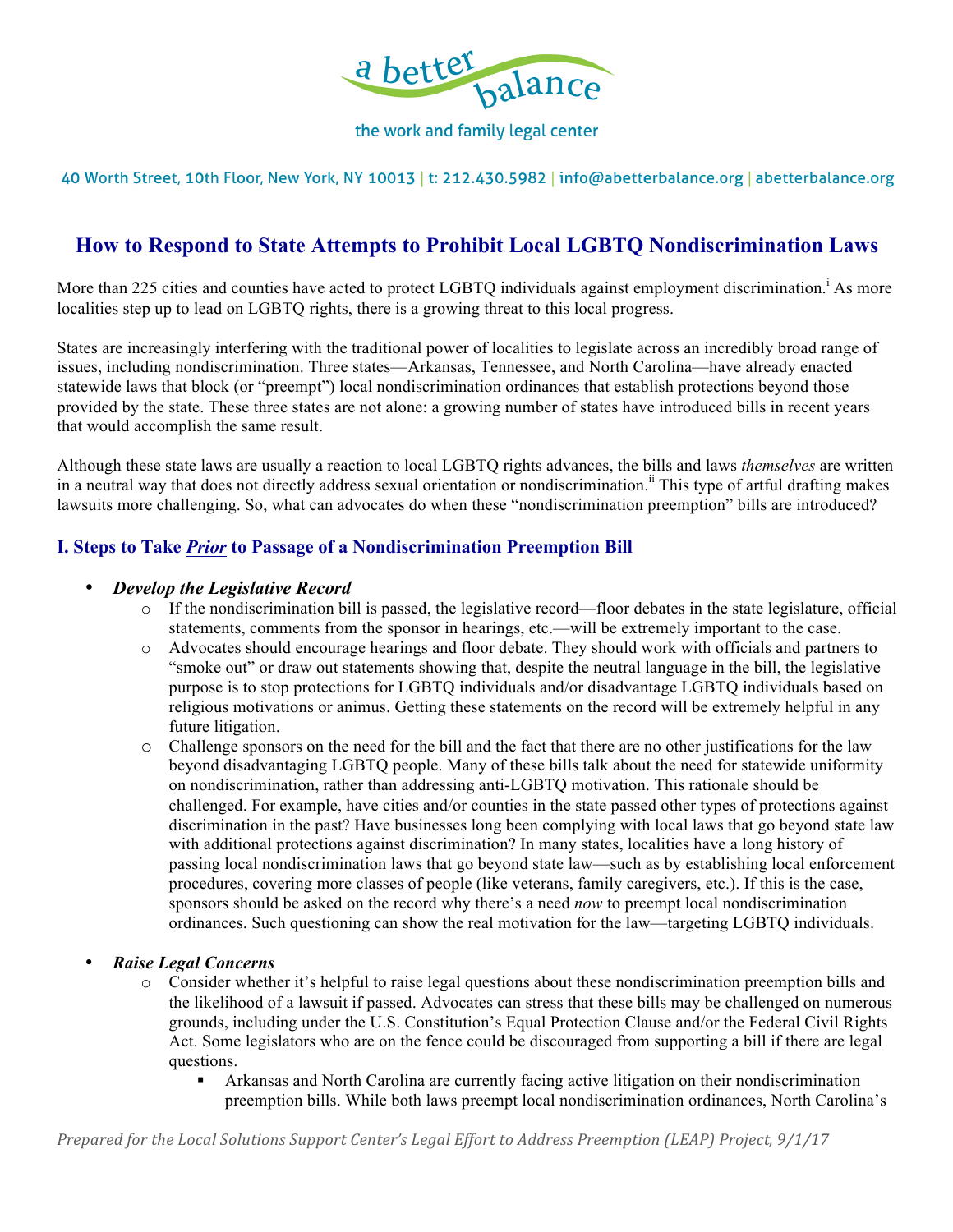a better balance

the work and family legal center

40 Worth Street, 10th Floor, New York, NY 10013 | t: 212.430.5982 | info@abetterbalance.org | abetterbalance.org

# How to Respond to State Attempts to Prohibit Local LGBTQ Nondiscrimination Laws

More than 225 cities and counties have acted to protect LGBTQ individuals against employment discrimination.[i] As more localities step up to lead on LGBTQ rights, there is a growing threat to this local progress.

States are increasingly interfering with the traditional power of localities to legislate across an incredibly broad range of issues, including nondiscrimination. Three states—Arkansas, Tennessee, and North Carolina—have already enacted statewide laws that block (or "preempt") local nondiscrimination ordinances that establish protections beyond those provided by the state. These three states are not alone: a growing number of states have introduced bills in recent years that would accomplish the same result.

Although these state laws are usually a reaction to local LGBTQ rights advances, the bills and laws *themselves* are written in a neutral way that does not directly address sexual orientation or nondiscrimination.[ii] This type of artful drafting makes lawsuits more challenging. So, what can advocates do when these "nondiscrimination preemption" bills are introduced?

## I. Steps to Take ***Prior*** to Passage of a Nondiscrimination Preemption Bill

- ***Develop the Legislative Record***
  - If the nondiscrimination bill is passed, the legislative record—floor debates in the state legislature, official statements, comments from the sponsor in hearings, etc.—will be extremely important to the case.
  - Advocates should encourage hearings and floor debate. They should work with officials and partners to "smoke out" or draw out statements showing that, despite the neutral language in the bill, the legislative purpose is to stop protections for LGBTQ individuals and/or disadvantage LGBTQ individuals based on religious motivations or animus. Getting these statements on the record will be extremely helpful in any future litigation.
  - Challenge sponsors on the need for the bill and the fact that there are no other justifications for the law beyond disadvantaging LGBTQ people. Many of these bills talk about the need for statewide uniformity on nondiscrimination, rather than addressing anti-LGBTQ motivation. This rationale should be challenged. For example, have cities and/or counties in the state passed other types of protections against discrimination in the past? Have businesses long been complying with local laws that go beyond state law with additional protections against discrimination? In many states, localities have a long history of passing local nondiscrimination laws that go beyond state law—such as by establishing local enforcement procedures, covering more classes of people (like veterans, family caregivers, etc.). If this is the case, sponsors should be asked on the record why there's a need *now* to preempt local nondiscrimination ordinances. Such questioning can show the real motivation for the law—targeting LGBTQ individuals.

- ***Raise Legal Concerns***
  - Consider whether it's helpful to raise legal questions about these nondiscrimination preemption bills and the likelihood of a lawsuit if passed. Advocates can stress that these bills may be challenged on numerous grounds, including under the U.S. Constitution's Equal Protection Clause and/or the Federal Civil Rights Act. Some legislators who are on the fence could be discouraged from supporting a bill if there are legal questions.
    - Arkansas and North Carolina are currently facing active litigation on their nondiscrimination preemption bills. While both laws preempt local nondiscrimination ordinances, North Carolina's

*Prepared for the Local Solutions Support Center's Legal Effort to Address Preemption (LEAP) Project, 9/1/17*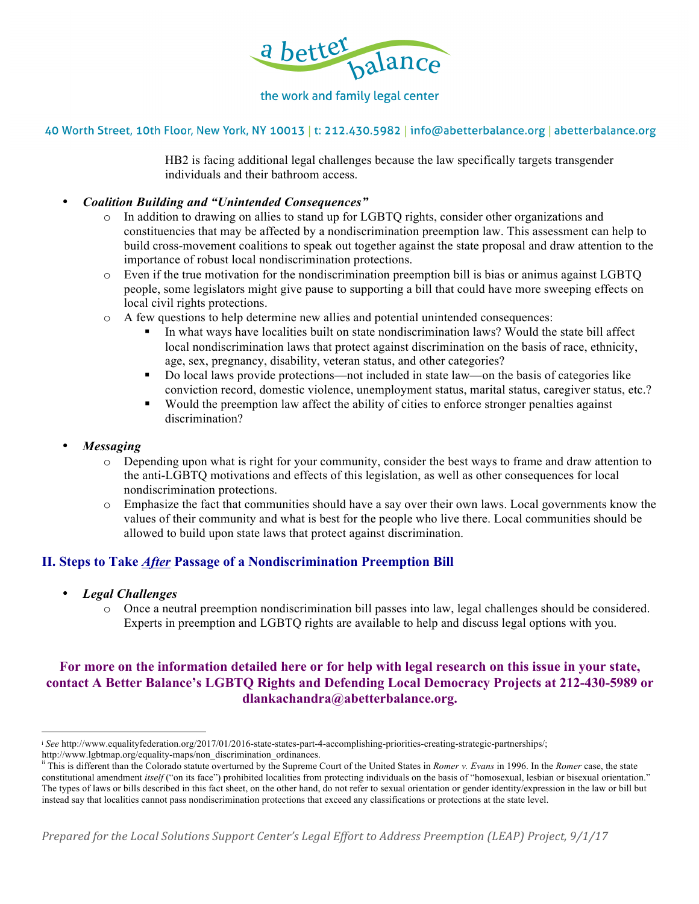HB2 is facing additional legal challenges because the law specifically targets transgender individuals and their bathroom access.

- ***Coalition Building and "Unintended Consequences"***
  - In addition to drawing on allies to stand up for LGBTQ rights, consider other organizations and constituencies that may be affected by a nondiscrimination preemption law. This assessment can help to build cross-movement coalitions to speak out together against the state proposal and draw attention to the importance of robust local nondiscrimination protections.
  - Even if the true motivation for the nondiscrimination preemption bill is bias or animus against LGBTQ people, some legislators might give pause to supporting a bill that could have more sweeping effects on local civil rights protections.
  - A few questions to help determine new allies and potential unintended consequences:
    - In what ways have localities built on state nondiscrimination laws? Would the state bill affect local nondiscrimination laws that protect against discrimination on the basis of race, ethnicity, age, sex, pregnancy, disability, veteran status, and other categories?
    - Do local laws provide protections—not included in state law—on the basis of categories like conviction record, domestic violence, unemployment status, marital status, caregiver status, etc.?
    - Would the preemption law affect the ability of cities to enforce stronger penalties against discrimination?

- ***Messaging***
  - Depending upon what is right for your community, consider the best ways to frame and draw attention to the anti-LGBTQ motivations and effects of this legislation, as well as other consequences for local nondiscrimination protections.
  - Emphasize the fact that communities should have a say over their own laws. Local governments know the values of their community and what is best for the people who live there. Local communities should be allowed to build upon state laws that protect against discrimination.

## II. Steps to Take ***After*** Passage of a Nondiscrimination Preemption Bill

- ***Legal Challenges***
  - Once a neutral preemption nondiscrimination bill passes into law, legal challenges should be considered. Experts in preemption and LGBTQ rights are available to help and discuss legal options with you.

**For more on the information detailed here or for help with legal research on this issue in your state, contact A Better Balance's LGBTQ Rights and Defending Local Democracy Projects at 212-430-5989 or dlankachandra@abetterbalance.org.**

---

[i] *See* http://www.equalityfederation.org/2017/01/2016-state-states-part-4-accomplishing-priorities-creating-strategic-partnerships/; http://www.lgbtmap.org/equality-maps/non_discrimination_ordinances.

[ii] This is different than the Colorado statute overturned by the Supreme Court of the United States in *Romer v. Evans* in 1996. In the *Romer* case, the state constitutional amendment *itself* ("on its face") prohibited localities from protecting individuals on the basis of "homosexual, lesbian or bisexual orientation." The types of laws or bills described in this fact sheet, on the other hand, do not refer to sexual orientation or gender identity/expression in the law or bill but instead say that localities cannot pass nondiscrimination protections that exceed any classifications or protections at the state level.

*Prepared for the Local Solutions Support Center's Legal Effort to Address Preemption (LEAP) Project, 9/1/17*